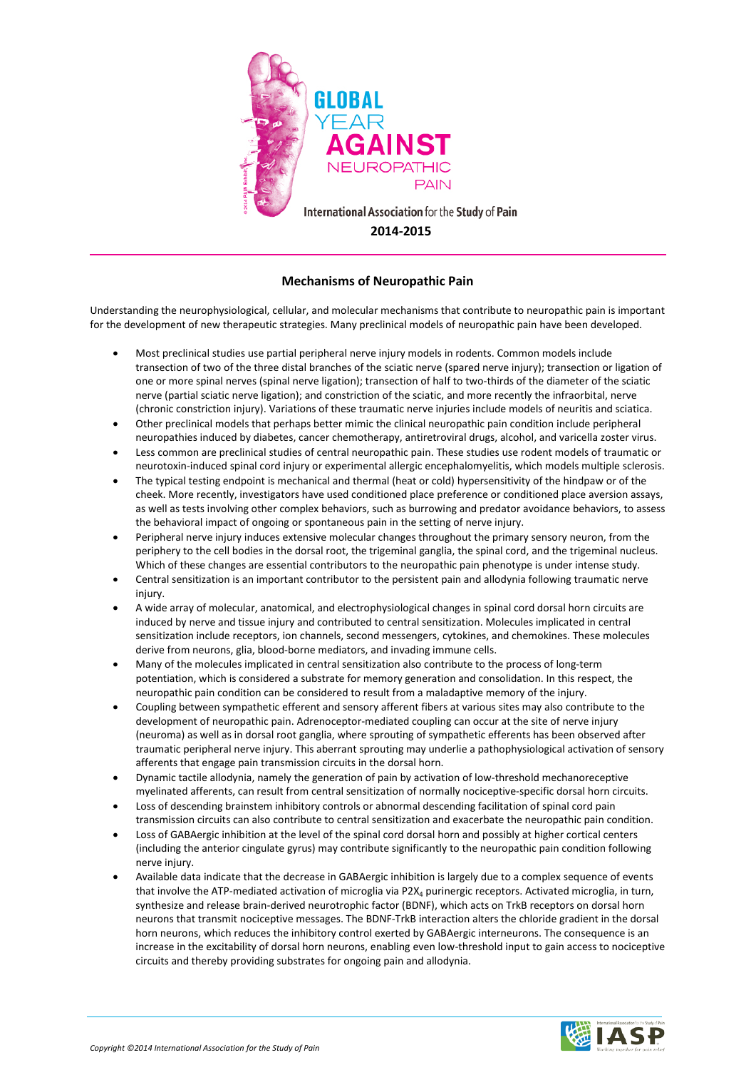# GLOBAL YEAR AGAINST NEUROPATHIC PAIN

International Association for the Study of Pain

**2014-2015**

## Mechanisms of Neuropathic Pain

Understanding the neurophysiological, cellular, and molecular mechanisms that contribute to neuropathic pain is important for the development of new therapeutic strategies. Many preclinical models of neuropathic pain have been developed.

- Most preclinical studies use partial peripheral nerve injury models in rodents. Common models include transection of two of the three distal branches of the sciatic nerve (spared nerve injury); transection or ligation of one or more spinal nerves (spinal nerve ligation); transection of half to two-thirds of the diameter of the sciatic nerve (partial sciatic nerve ligation); and constriction of the sciatic, and more recently the infraorbital, nerve (chronic constriction injury). Variations of these traumatic nerve injuries include models of neuritis and sciatica.
- Other preclinical models that perhaps better mimic the clinical neuropathic pain condition include peripheral neuropathies induced by diabetes, cancer chemotherapy, antiretroviral drugs, alcohol, and varicella zoster virus.
- Less common are preclinical studies of central neuropathic pain. These studies use rodent models of traumatic or neurotoxin-induced spinal cord injury or experimental allergic encephalomyelitis, which models multiple sclerosis.
- The typical testing endpoint is mechanical and thermal (heat or cold) hypersensitivity of the hindpaw or of the cheek. More recently, investigators have used conditioned place preference or conditioned place aversion assays, as well as tests involving other complex behaviors, such as burrowing and predator avoidance behaviors, to assess the behavioral impact of ongoing or spontaneous pain in the setting of nerve injury.
- Peripheral nerve injury induces extensive molecular changes throughout the primary sensory neuron, from the periphery to the cell bodies in the dorsal root, the trigeminal ganglia, the spinal cord, and the trigeminal nucleus. Which of these changes are essential contributors to the neuropathic pain phenotype is under intense study.
- Central sensitization is an important contributor to the persistent pain and allodynia following traumatic nerve injury.
- A wide array of molecular, anatomical, and electrophysiological changes in spinal cord dorsal horn circuits are induced by nerve and tissue injury and contributed to central sensitization. Molecules implicated in central sensitization include receptors, ion channels, second messengers, cytokines, and chemokines. These molecules derive from neurons, glia, blood-borne mediators, and invading immune cells.
- Many of the molecules implicated in central sensitization also contribute to the process of long-term potentiation, which is considered a substrate for memory generation and consolidation. In this respect, the neuropathic pain condition can be considered to result from a maladaptive memory of the injury.
- Coupling between sympathetic efferent and sensory afferent fibers at various sites may also contribute to the development of neuropathic pain. Adrenoceptor-mediated coupling can occur at the site of nerve injury (neuroma) as well as in dorsal root ganglia, where sprouting of sympathetic efferents has been observed after traumatic peripheral nerve injury. This aberrant sprouting may underlie a pathophysiological activation of sensory afferents that engage pain transmission circuits in the dorsal horn.
- Dynamic tactile allodynia, namely the generation of pain by activation of low-threshold mechanoreceptive myelinated afferents, can result from central sensitization of normally nociceptive-specific dorsal horn circuits.
- Loss of descending brainstem inhibitory controls or abnormal descending facilitation of spinal cord pain transmission circuits can also contribute to central sensitization and exacerbate the neuropathic pain condition.
- Loss of GABAergic inhibition at the level of the spinal cord dorsal horn and possibly at higher cortical centers (including the anterior cingulate gyrus) may contribute significantly to the neuropathic pain condition following nerve injury.
- Available data indicate that the decrease in GABAergic inhibition is largely due to a complex sequence of events that involve the ATP-mediated activation of microglia via $P2X_4$ purinergic receptors. Activated microglia, in turn, synthesize and release brain-derived neurotrophic factor (BDNF), which acts on TrkB receptors on dorsal horn neurons that transmit nociceptive messages. The BDNF-TrkB interaction alters the chloride gradient in the dorsal horn neurons, which reduces the inhibitory control exerted by GABAergic interneurons. The consequence is an increase in the excitability of dorsal horn neurons, enabling even low-threshold input to gain access to nociceptive circuits and thereby providing substrates for ongoing pain and allodynia.

*Copyright ©2014 International Association for the Study of Pain*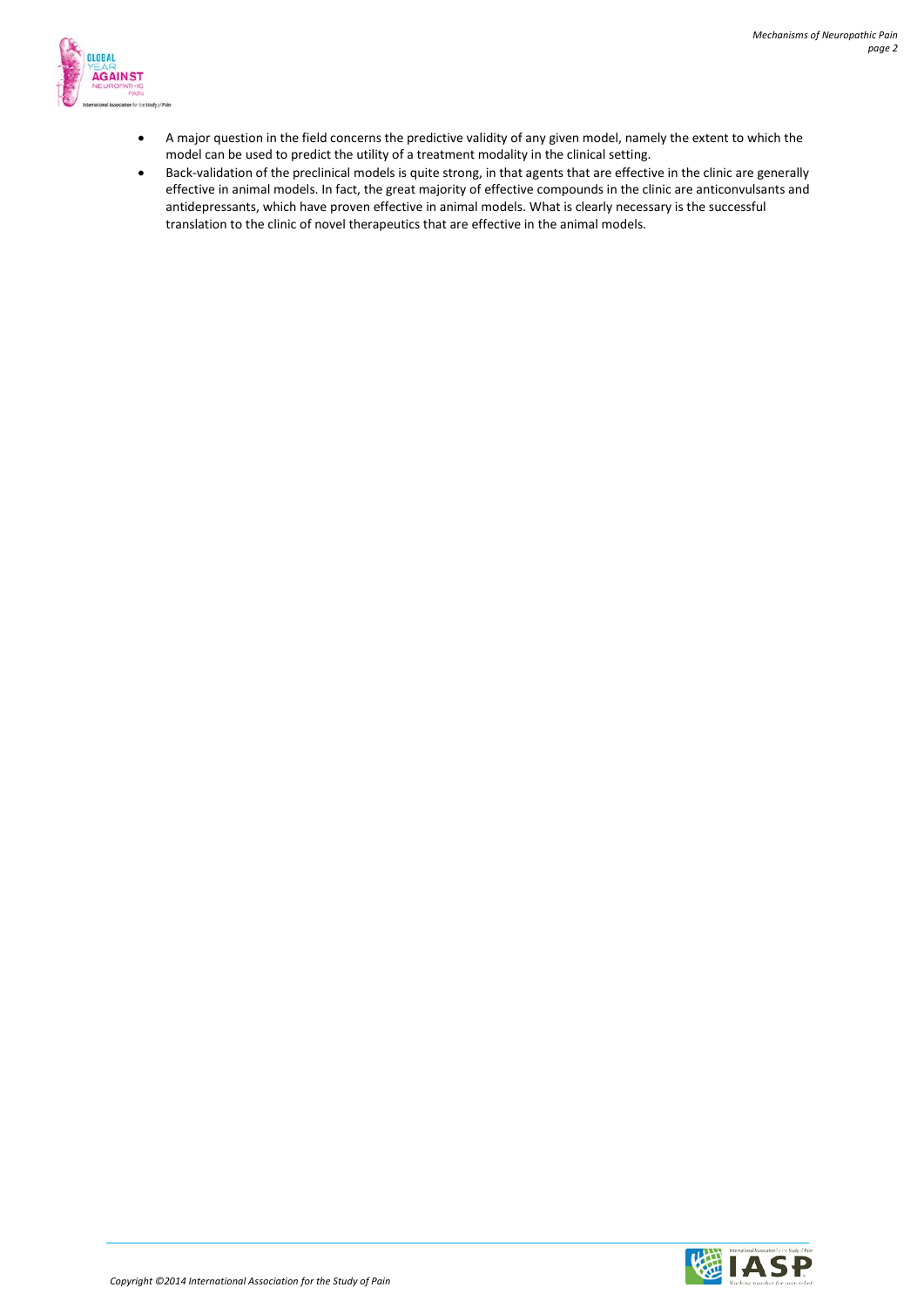- A major question in the field concerns the predictive validity of any given model, namely the extent to which the model can be used to predict the utility of a treatment modality in the clinical setting.
- Back-validation of the preclinical models is quite strong, in that agents that are effective in the clinic are generally effective in animal models. In fact, the great majority of effective compounds in the clinic are anticonvulsants and antidepressants, which have proven effective in animal models. What is clearly necessary is the successful translation to the clinic of novel therapeutics that are effective in the animal models.